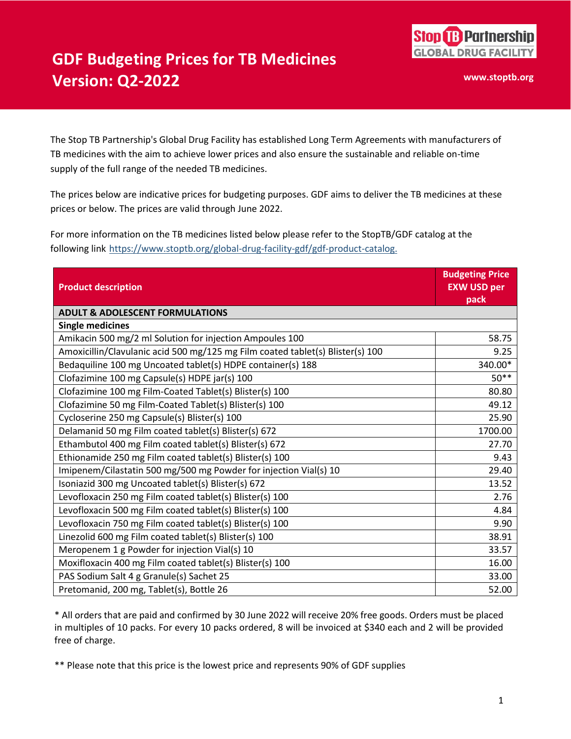# GDF Budgeting Prices for TB Medicines
## Version: Q2-2022

Stop TB Partnership
GLOBAL DRUG FACILITY

www.stoptb.org

The Stop TB Partnership's Global Drug Facility has established Long Term Agreements with manufacturers of TB medicines with the aim to achieve lower prices and also ensure the sustainable and reliable on-time supply of the full range of the needed TB medicines.

The prices below are indicative prices for budgeting purposes. GDF aims to deliver the TB medicines at these prices or below. The prices are valid through June 2022.

For more information on the TB medicines listed below please refer to the StopTB/GDF catalog at the following link https://www.stoptb.org/global-drug-facility-gdf/gdf-product-catalog.

| Product description | Budgeting Price EXW USD per pack |
|---|---|
| **ADULT & ADOLESCENT FORMULATIONS** | |
| **Single medicines** | |
| Amikacin 500 mg/2 ml Solution for injection Ampoules 100 | 58.75 |
| Amoxicillin/Clavulanic acid 500 mg/125 mg Film coated tablet(s) Blister(s) 100 | 9.25 |
| Bedaquiline 100 mg Uncoated tablet(s) HDPE container(s) 188 | 340.00* |
| Clofazimine 100 mg Capsule(s) HDPE jar(s) 100 | 50** |
| Clofazimine 100 mg Film-Coated Tablet(s) Blister(s) 100 | 80.80 |
| Clofazimine 50 mg Film-Coated Tablet(s) Blister(s) 100 | 49.12 |
| Cycloserine 250 mg Capsule(s) Blister(s) 100 | 25.90 |
| Delamanid 50 mg Film coated tablet(s) Blister(s) 672 | 1700.00 |
| Ethambutol 400 mg Film coated tablet(s) Blister(s) 672 | 27.70 |
| Ethionamide 250 mg Film coated tablet(s) Blister(s) 100 | 9.43 |
| Imipenem/Cilastatin 500 mg/500 mg Powder for injection Vial(s) 10 | 29.40 |
| Isoniazid 300 mg Uncoated tablet(s) Blister(s) 672 | 13.52 |
| Levofloxacin 250 mg Film coated tablet(s) Blister(s) 100 | 2.76 |
| Levofloxacin 500 mg Film coated tablet(s) Blister(s) 100 | 4.84 |
| Levofloxacin 750 mg Film coated tablet(s) Blister(s) 100 | 9.90 |
| Linezolid 600 mg Film coated tablet(s) Blister(s) 100 | 38.91 |
| Meropenem 1 g Powder for injection Vial(s) 10 | 33.57 |
| Moxifloxacin 400 mg Film coated tablet(s) Blister(s) 100 | 16.00 |
| PAS Sodium Salt 4 g Granule(s) Sachet 25 | 33.00 |
| Pretomanid, 200 mg, Tablet(s), Bottle 26 | 52.00 |

\* All orders that are paid and confirmed by 30 June 2022 will receive 20% free goods. Orders must be placed in multiples of 10 packs. For every 10 packs ordered, 8 will be invoiced at $340 each and 2 will be provided free of charge.

** Please note that this price is the lowest price and represents 90% of GDF supplies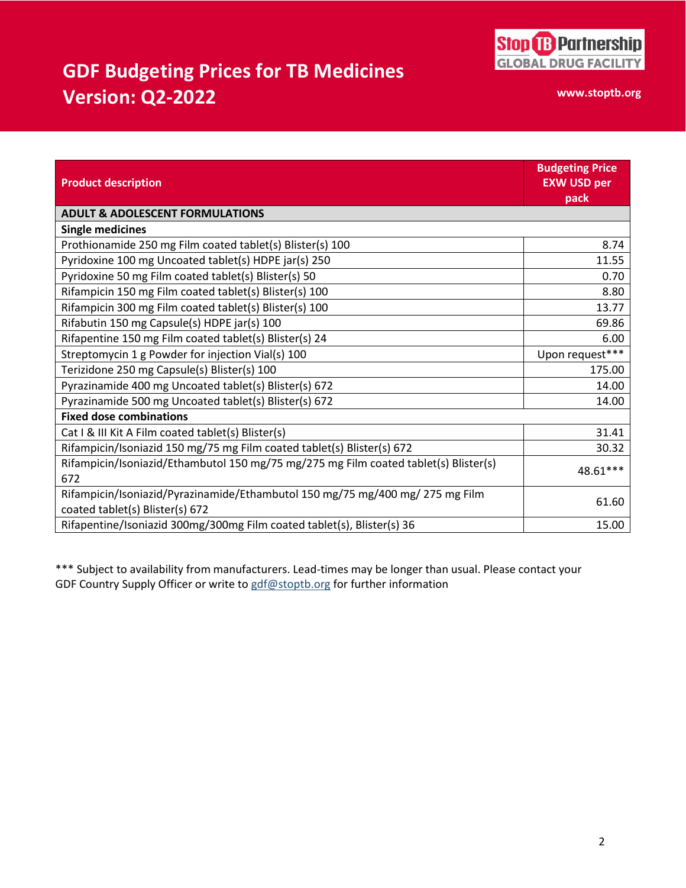# GDF Budgeting Prices for TB Medicines
# Version: Q2-2022

www.stoptb.org

| Product description | Budgeting Price EXW USD per pack |
| --- | --- |
| **ADULT & ADOLESCENT FORMULATIONS** | |
| **Single medicines** | |
| Prothionamide 250 mg Film coated tablet(s) Blister(s) 100 | 8.74 |
| Pyridoxine 100 mg Uncoated tablet(s) HDPE jar(s) 250 | 11.55 |
| Pyridoxine 50 mg Film coated tablet(s) Blister(s) 50 | 0.70 |
| Rifampicin 150 mg Film coated tablet(s) Blister(s) 100 | 8.80 |
| Rifampicin 300 mg Film coated tablet(s) Blister(s) 100 | 13.77 |
| Rifabutin 150 mg Capsule(s) HDPE jar(s) 100 | 69.86 |
| Rifapentine 150 mg Film coated tablet(s) Blister(s) 24 | 6.00 |
| Streptomycin 1 g Powder for injection Vial(s) 100 | Upon request*** |
| Terizidone 250 mg Capsule(s) Blister(s) 100 | 175.00 |
| Pyrazinamide 400 mg Uncoated tablet(s) Blister(s) 672 | 14.00 |
| Pyrazinamide 500 mg Uncoated tablet(s) Blister(s) 672 | 14.00 |
| **Fixed dose combinations** | |
| Cat I & III Kit A Film coated tablet(s) Blister(s) | 31.41 |
| Rifampicin/Isoniazid 150 mg/75 mg Film coated tablet(s) Blister(s) 672 | 30.32 |
| Rifampicin/Isoniazid/Ethambutol 150 mg/75 mg/275 mg Film coated tablet(s) Blister(s) 672 | 48.61*** |
| Rifampicin/Isoniazid/Pyrazinamide/Ethambutol 150 mg/75 mg/400 mg/ 275 mg Film coated tablet(s) Blister(s) 672 | 61.60 |
| Rifapentine/Isoniazid 300mg/300mg Film coated tablet(s), Blister(s) 36 | 15.00 |

*** Subject to availability from manufacturers. Lead-times may be longer than usual. Please contact your GDF Country Supply Officer or write to gdf@stoptb.org for further information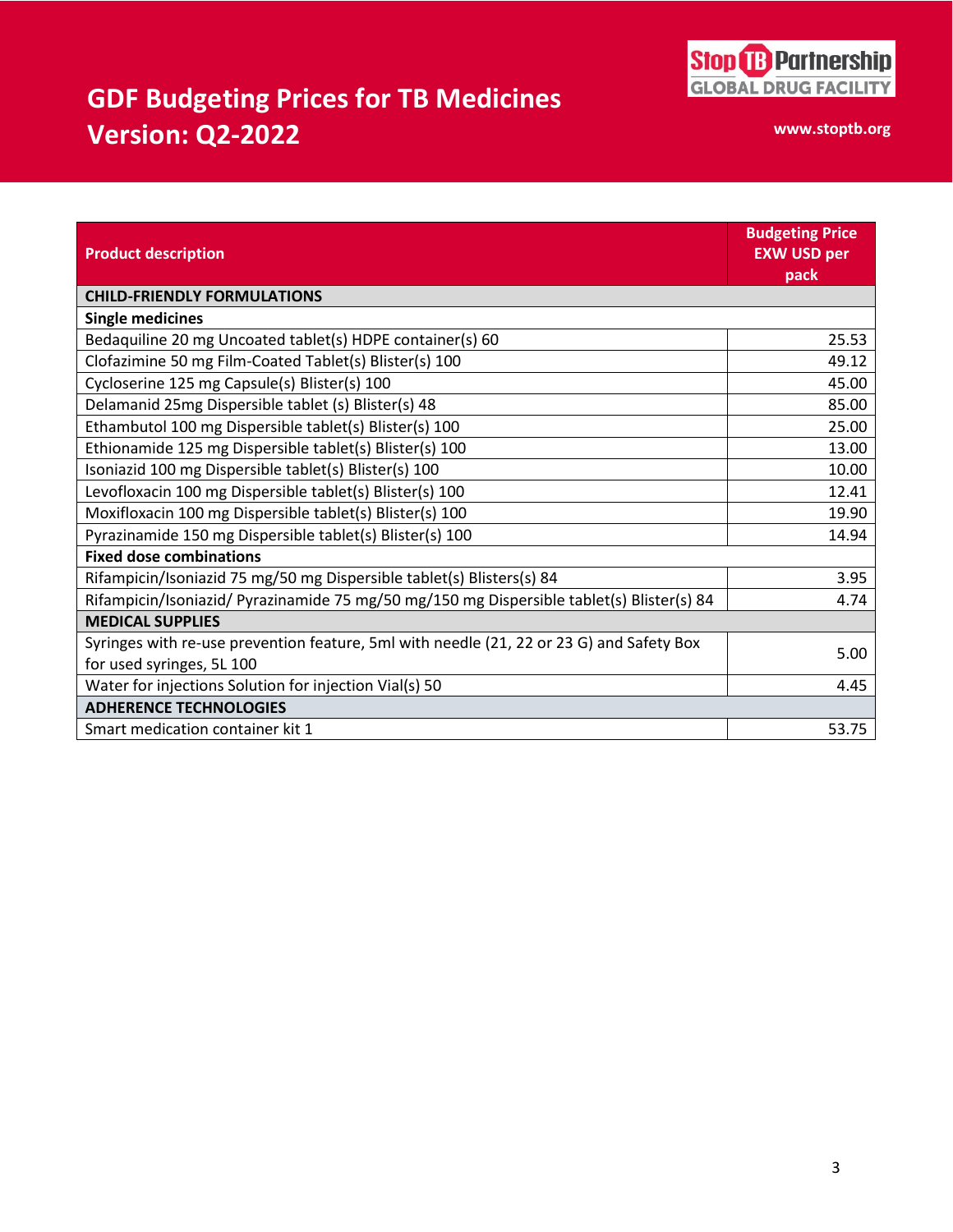# GDF Budgeting Prices for TB Medicines Version: Q2-2022

www.stoptb.org

| Product description | Budgeting Price EXW USD per pack |
|---|---|
| **CHILD-FRIENDLY FORMULATIONS** | |
| **Single medicines** | |
| Bedaquiline 20 mg Uncoated tablet(s) HDPE container(s) 60 | 25.53 |
| Clofazimine 50 mg Film-Coated Tablet(s) Blister(s) 100 | 49.12 |
| Cycloserine 125 mg Capsule(s) Blister(s) 100 | 45.00 |
| Delamanid 25mg Dispersible tablet (s) Blister(s) 48 | 85.00 |
| Ethambutol 100 mg Dispersible tablet(s) Blister(s) 100 | 25.00 |
| Ethionamide 125 mg Dispersible tablet(s) Blister(s) 100 | 13.00 |
| Isoniazid 100 mg Dispersible tablet(s) Blister(s) 100 | 10.00 |
| Levofloxacin 100 mg Dispersible tablet(s) Blister(s) 100 | 12.41 |
| Moxifloxacin 100 mg Dispersible tablet(s) Blister(s) 100 | 19.90 |
| Pyrazinamide 150 mg Dispersible tablet(s) Blister(s) 100 | 14.94 |
| **Fixed dose combinations** | |
| Rifampicin/Isoniazid 75 mg/50 mg Dispersible tablet(s) Blisters(s) 84 | 3.95 |
| Rifampicin/Isoniazid/ Pyrazinamide 75 mg/50 mg/150 mg Dispersible tablet(s) Blister(s) 84 | 4.74 |
| **MEDICAL SUPPLIES** | |
| Syringes with re-use prevention feature, 5ml with needle (21, 22 or 23 G) and Safety Box for used syringes, 5L 100 | 5.00 |
| Water for injections Solution for injection Vial(s) 50 | 4.45 |
| **ADHERENCE TECHNOLOGIES** | |
| Smart medication container kit 1 | 53.75 |